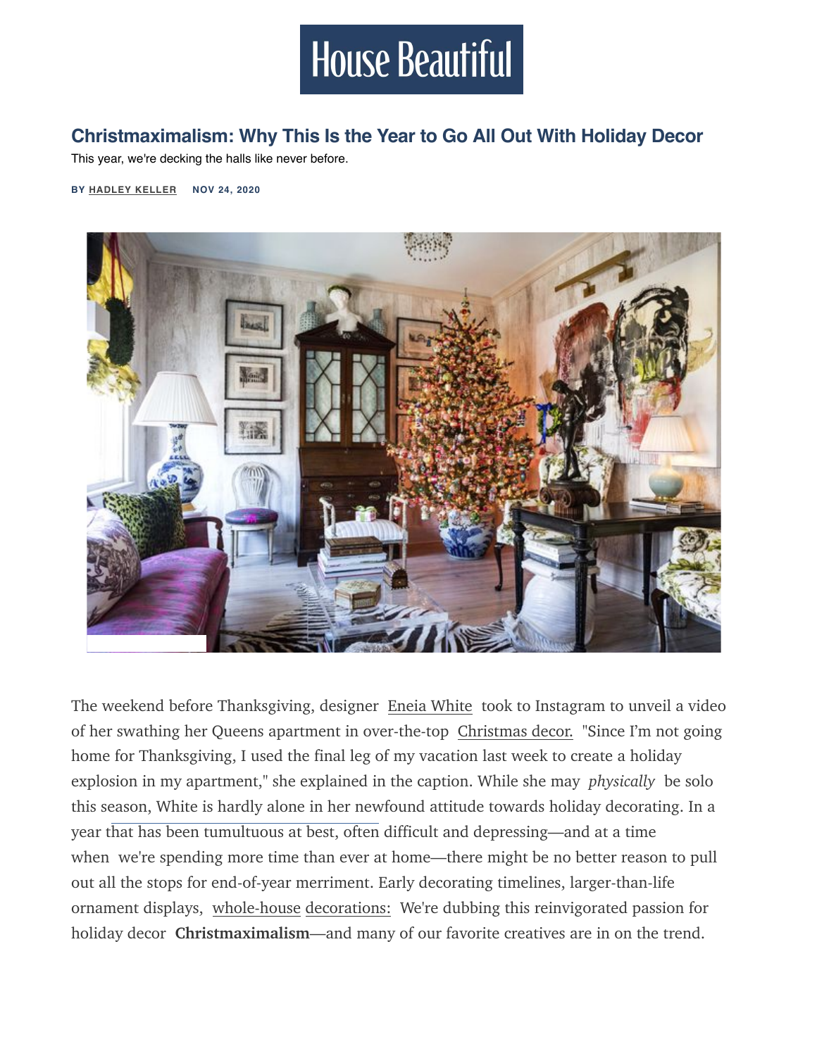House Beautiful

# Christmaximalism: Why This Is the Year to Go All Out With Holiday Decor

This year, we're decking the halls like never before.

BY HADLEY KELLER NOV 24, 2020

The weekend before Thanksgiving, designer Eneia White took to Instagram to unveil a video of her swathing her Queens apartment in over-the-top Christmas decor. "Since I'm not going home for Thanksgiving, I used the final leg of my vacation last week to create a holiday explosion in my apartment," she explained in the caption. While she may *physically* be solo this season, White is hardly alone in her newfound attitude towards holiday decorating. In a year that has been tumultuous at best, often difficult and depressing—and at a time when we're spending more time than ever at home—there might be no better reason to pull out all the stops for end-of-year merriment. Early decorating timelines, larger-than-life ornament displays, whole-house decorations: We're dubbing this reinvigorated passion for holiday decor **Christmaximalism**—and many of our favorite creatives are in on the trend.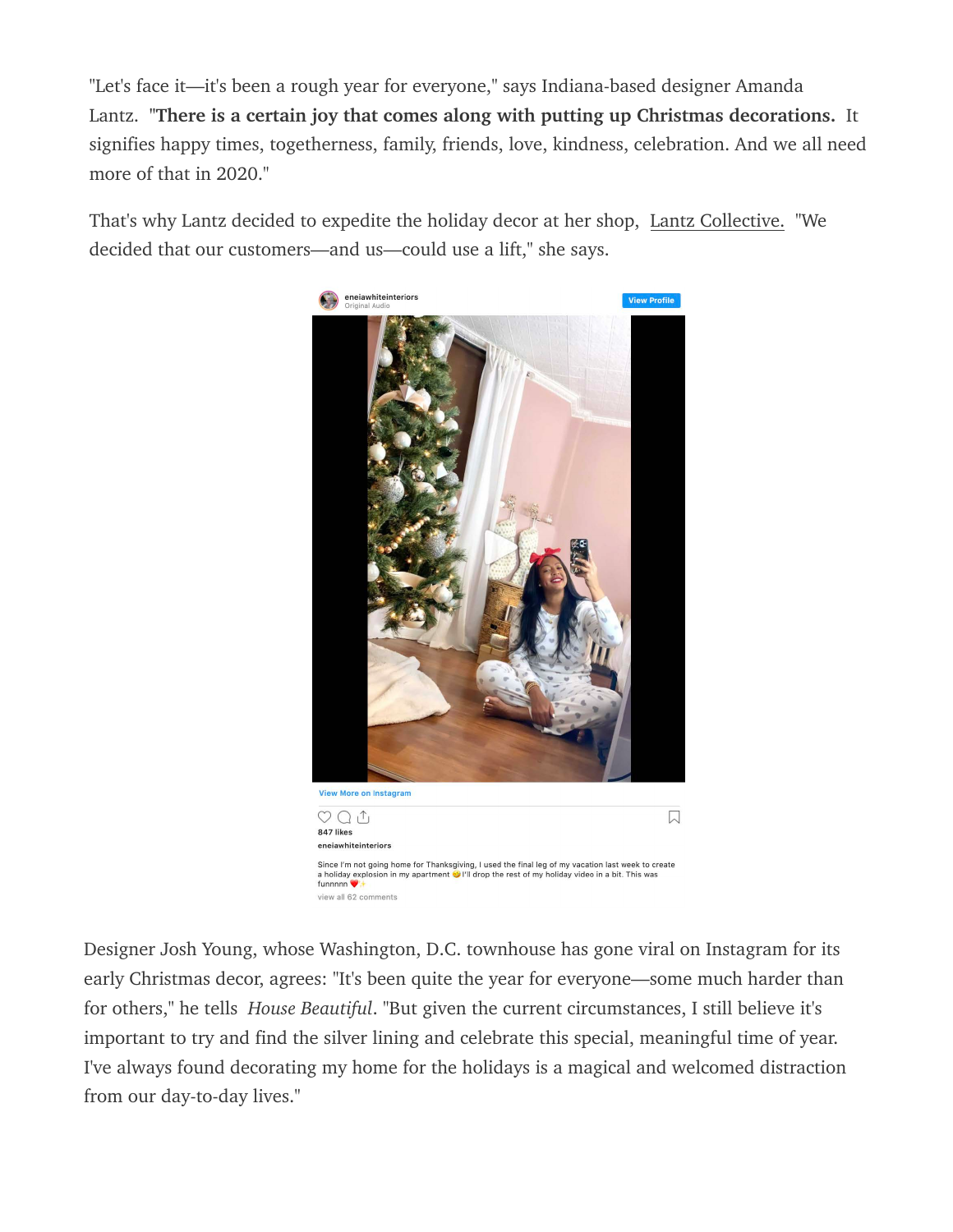"Let's face it—it's been a rough year for everyone," says Indiana-based designer Amanda Lantz. "**There is a certain joy that comes along with putting up Christmas decorations.** It signifies happy times, togetherness, family, friends, love, kindness, celebration. And we all need more of that in 2020."

That's why Lantz decided to expedite the holiday decor at her shop, Lantz Collective. "We decided that our customers—and us—could use a lift," she says.

eneiawhiteinteriors
Original Audio

View Profile

View More on Instagram

847 likes

eneiawhiteinteriors

Since I'm not going home for Thanksgiving, I used the final leg of my vacation last week to create a holiday explosion in my apartment 😅 I'll drop the rest of my holiday video in a bit. This was funnnnn ❤️✨

view all 62 comments

Designer Josh Young, whose Washington, D.C. townhouse has gone viral on Instagram for its early Christmas decor, agrees: "It's been quite the year for everyone—some much harder than for others," he tells *House Beautiful*. "But given the current circumstances, I still believe it's important to try and find the silver lining and celebrate this special, meaningful time of year. I've always found decorating my home for the holidays is a magical and welcomed distraction from our day-to-day lives."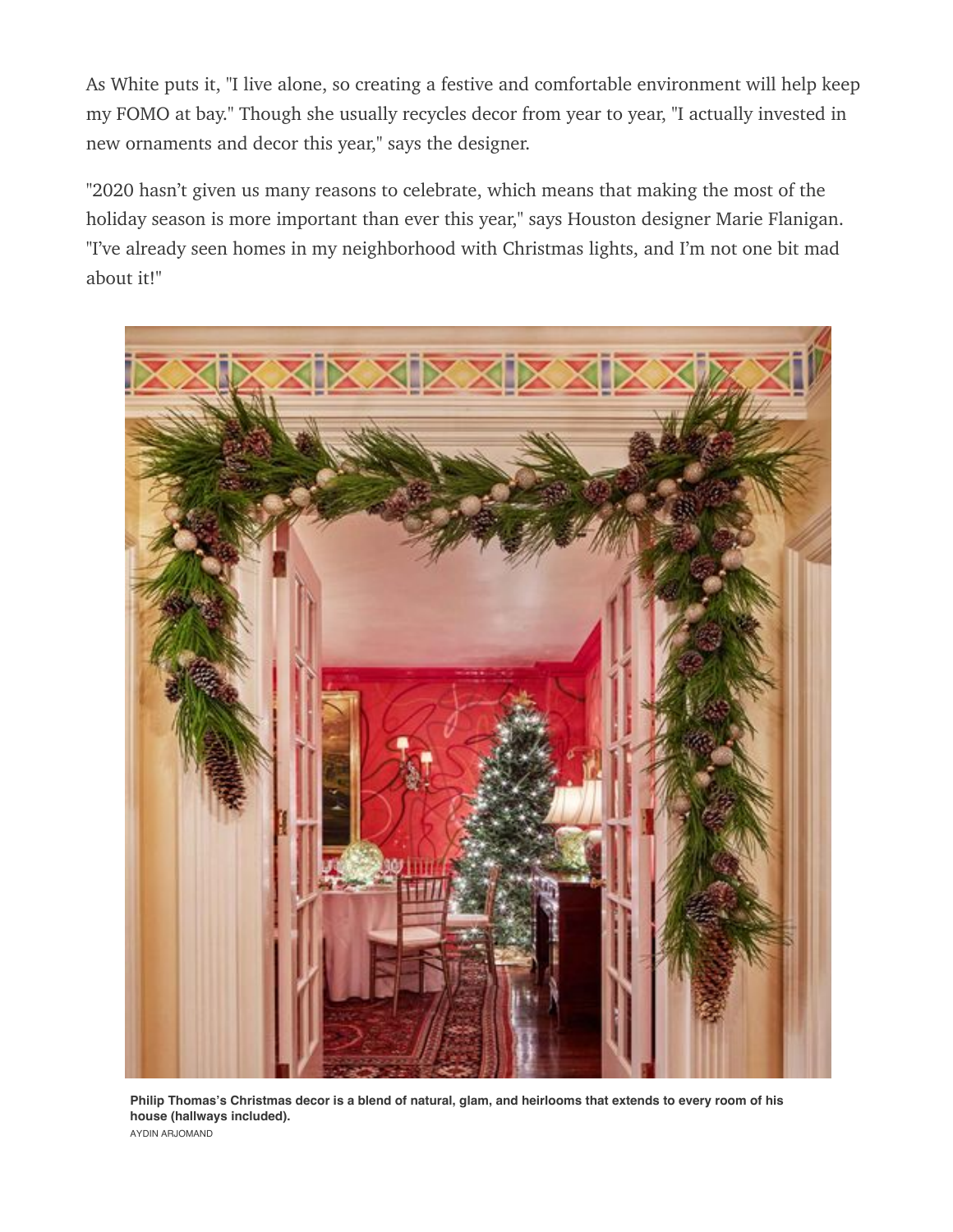As White puts it, "I live alone, so creating a festive and comfortable environment will help keep my FOMO at bay." Though she usually recycles decor from year to year, "I actually invested in new ornaments and decor this year," says the designer.

"2020 hasn't given us many reasons to celebrate, which means that making the most of the holiday season is more important than ever this year," says Houston designer Marie Flanigan. "I've already seen homes in my neighborhood with Christmas lights, and I'm not one bit mad about it!"

**Philip Thomas's Christmas decor is a blend of natural, glam, and heirlooms that extends to every room of his house (hallways included).**

AYDIN ARJOMAND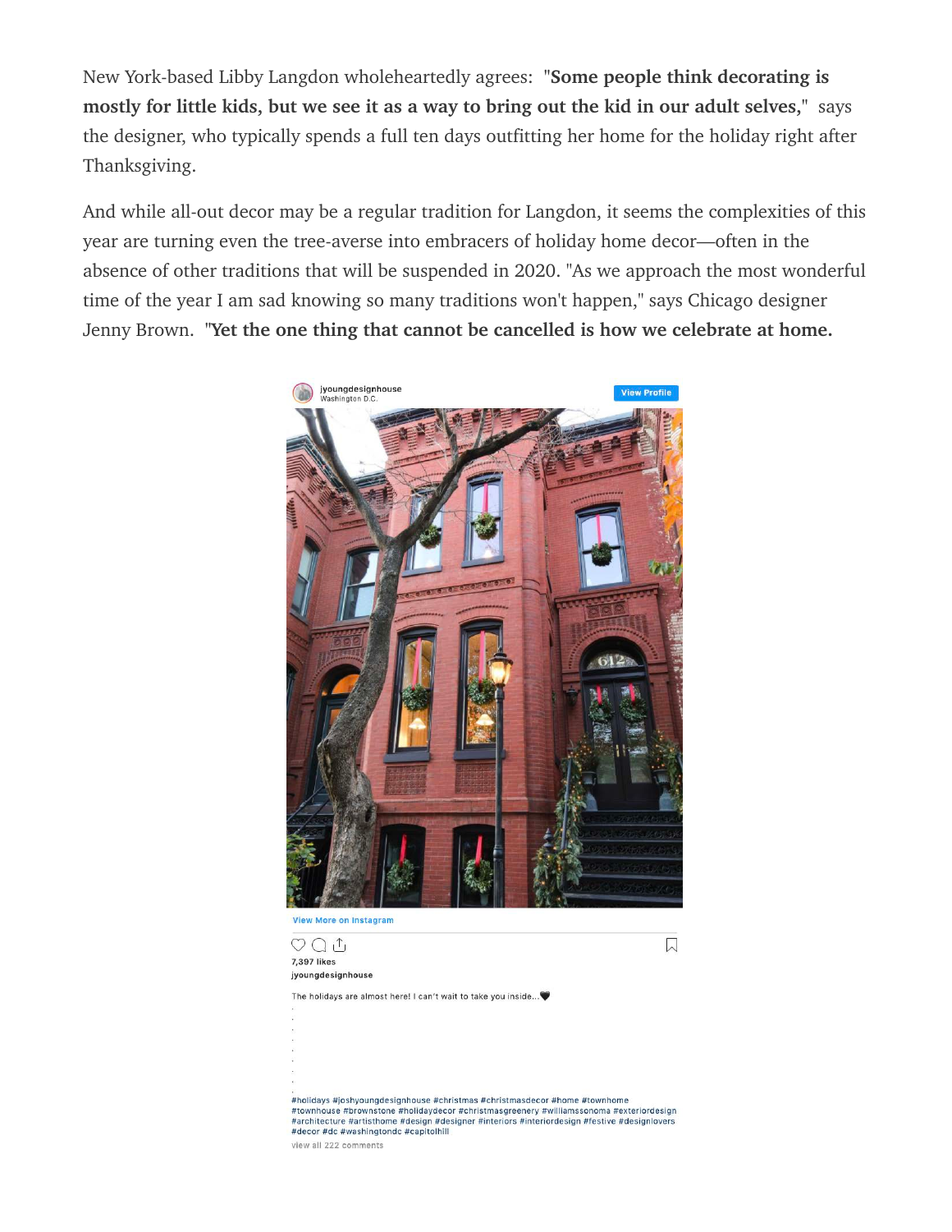New York-based Libby Langdon wholeheartedly agrees: "**Some people think decorating is mostly for little kids, but we see it as a way to bring out the kid in our adult selves,**" says the designer, who typically spends a full ten days outfitting her home for the holiday right after Thanksgiving.

And while all-out decor may be a regular tradition for Langdon, it seems the complexities of this year are turning even the tree-averse into embracers of holiday home decor—often in the absence of other traditions that will be suspended in 2020. "As we approach the most wonderful time of the year I am sad knowing so many traditions won't happen," says Chicago designer Jenny Brown. "**Yet the one thing that cannot be cancelled is how we celebrate at home.**

jyoungdesignhouse
Washington D.C.

View Profile

View More on Instagram

7,397 likes

jyoungdesignhouse

The holidays are almost here! I can't wait to take you inside...🖤

.
.
.
.
.
.
.
.
.

#holidays #joshyoungdesignhouse #christmas #christmasdecor #home #townhome #townhouse #brownstone #holidaydecor #christmasgreenery #williamssonoma #exteriordesign #architecture #artisthome #design #designer #interiors #interiordesign #festive #designlovers #decor #dc #washingtondc #capitolhill

view all 222 comments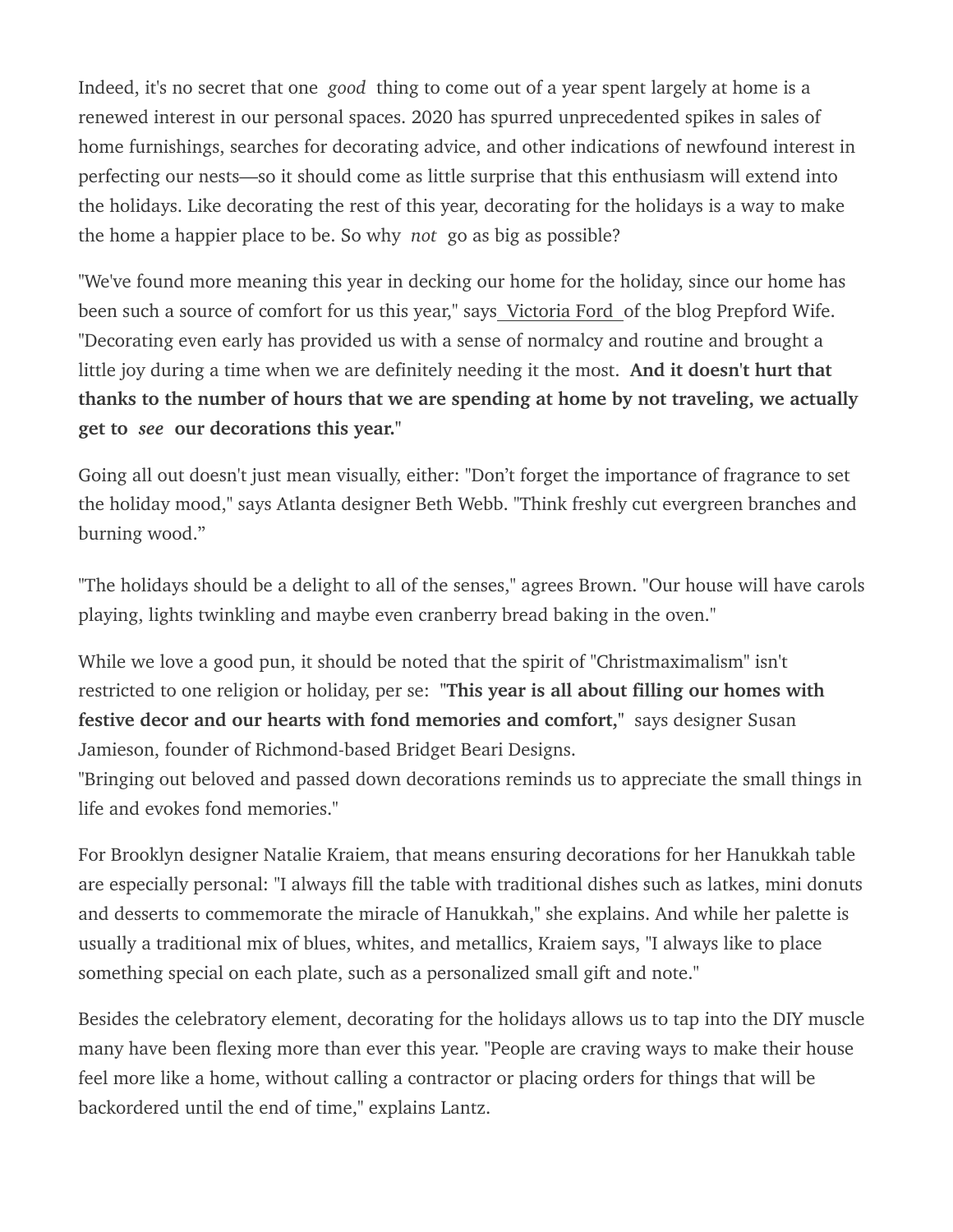Indeed, it's no secret that one *good* thing to come out of a year spent largely at home is a renewed interest in our personal spaces. 2020 has spurred unprecedented spikes in sales of home furnishings, searches for decorating advice, and other indications of newfound interest in perfecting our nests—so it should come as little surprise that this enthusiasm will extend into the holidays. Like decorating the rest of this year, decorating for the holidays is a way to make the home a happier place to be. So why *not* go as big as possible?

"We've found more meaning this year in decking our home for the holiday, since our home has been such a source of comfort for us this year," says Victoria Ford of the blog Prepford Wife. "Decorating even early has provided us with a sense of normalcy and routine and brought a little joy during a time when we are definitely needing it the most. **And it doesn't hurt that thanks to the number of hours that we are spending at home by not traveling, we actually get to *see* our decorations this year.**"

Going all out doesn't just mean visually, either: "Don't forget the importance of fragrance to set the holiday mood," says Atlanta designer Beth Webb. "Think freshly cut evergreen branches and burning wood."

"The holidays should be a delight to all of the senses," agrees Brown. "Our house will have carols playing, lights twinkling and maybe even cranberry bread baking in the oven."

While we love a good pun, it should be noted that the spirit of "Christmaximalism" isn't restricted to one religion or holiday, per se: "**This year is all about filling our homes with festive decor and our hearts with fond memories and comfort,**" says designer Susan Jamieson, founder of Richmond-based Bridget Beari Designs.
"Bringing out beloved and passed down decorations reminds us to appreciate the small things in life and evokes fond memories."

For Brooklyn designer Natalie Kraiem, that means ensuring decorations for her Hanukkah table are especially personal: "I always fill the table with traditional dishes such as latkes, mini donuts and desserts to commemorate the miracle of Hanukkah," she explains. And while her palette is usually a traditional mix of blues, whites, and metallics, Kraiem says, "I always like to place something special on each plate, such as a personalized small gift and note."

Besides the celebratory element, decorating for the holidays allows us to tap into the DIY muscle many have been flexing more than ever this year. "People are craving ways to make their house feel more like a home, without calling a contractor or placing orders for things that will be backordered until the end of time," explains Lantz.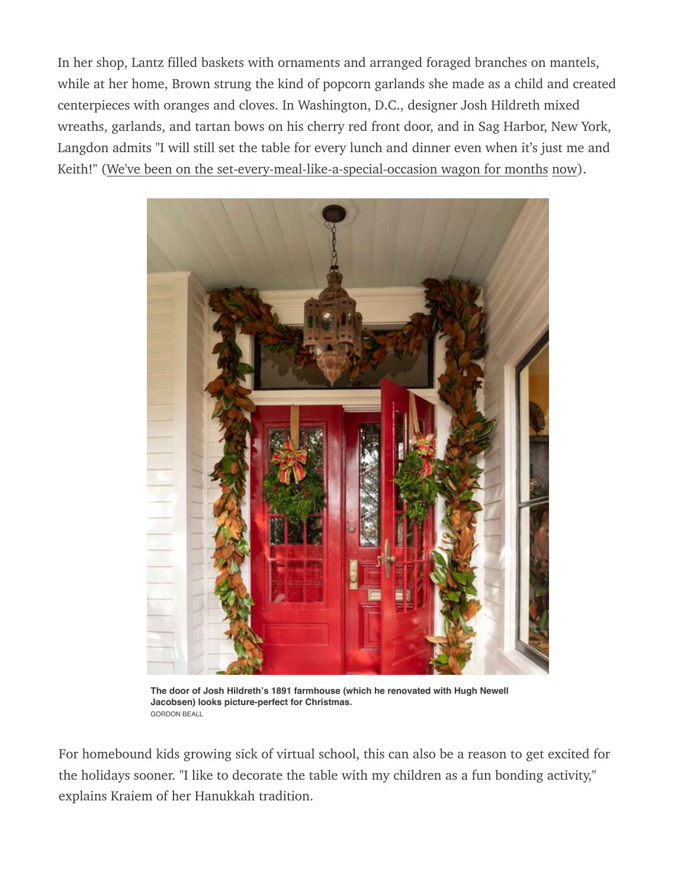In her shop, Lantz filled baskets with ornaments and arranged foraged branches on mantels, while at her home, Brown strung the kind of popcorn garlands she made as a child and created centerpieces with oranges and cloves. In Washington, D.C., designer Josh Hildreth mixed wreaths, garlands, and tartan bows on his cherry red front door, and in Sag Harbor, New York, Langdon admits "I will still set the table for every lunch and dinner even when it's just me and Keith!" (We've been on the set-every-meal-like-a-special-occasion wagon for months now).

**The door of Josh Hildreth's 1891 farmhouse (which he renovated with Hugh Newell Jacobsen) looks picture-perfect for Christmas.**
GORDON BEALL

For homebound kids growing sick of virtual school, this can also be a reason to get excited for the holidays sooner. "I like to decorate the table with my children as a fun bonding activity," explains Kraiem of her Hanukkah tradition.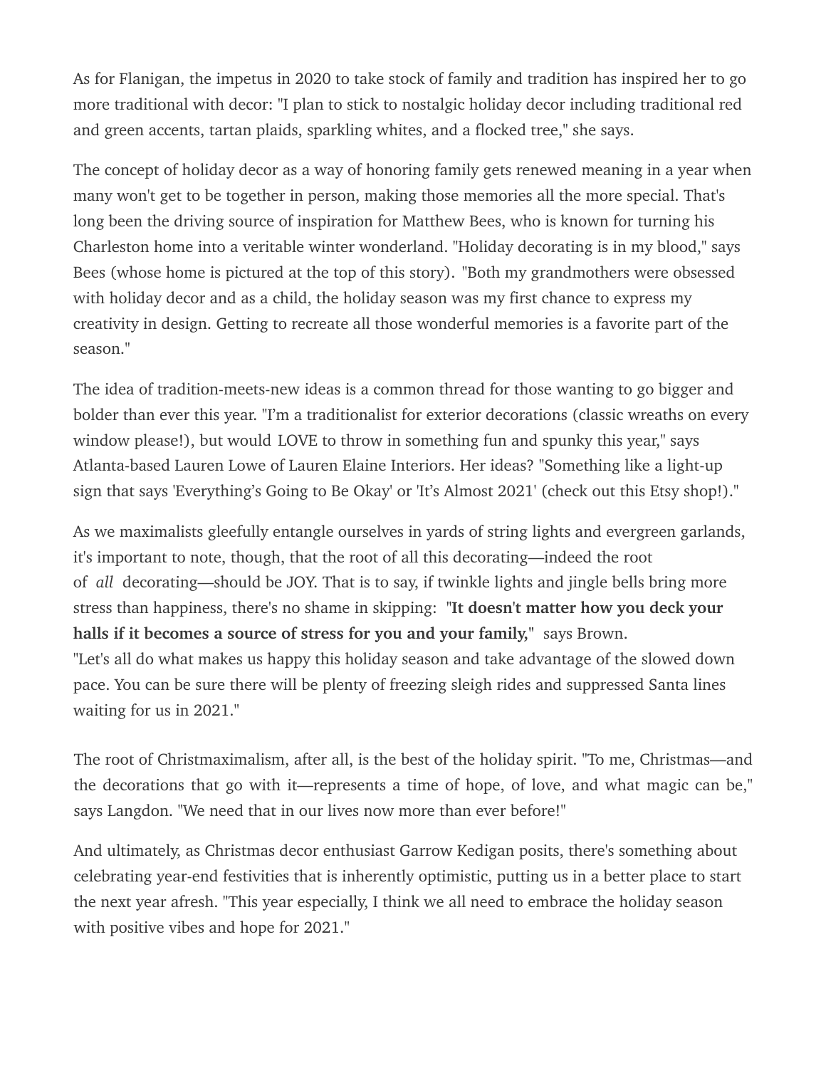As for Flanigan, the impetus in 2020 to take stock of family and tradition has inspired her to go more traditional with decor: "I plan to stick to nostalgic holiday decor including traditional red and green accents, tartan plaids, sparkling whites, and a flocked tree," she says.

The concept of holiday decor as a way of honoring family gets renewed meaning in a year when many won't get to be together in person, making those memories all the more special. That's long been the driving source of inspiration for Matthew Bees, who is known for turning his Charleston home into a veritable winter wonderland. "Holiday decorating is in my blood," says Bees (whose home is pictured at the top of this story). "Both my grandmothers were obsessed with holiday decor and as a child, the holiday season was my first chance to express my creativity in design. Getting to recreate all those wonderful memories is a favorite part of the season."

The idea of tradition-meets-new ideas is a common thread for those wanting to go bigger and bolder than ever this year. "I'm a traditionalist for exterior decorations (classic wreaths on every window please!), but would LOVE to throw in something fun and spunky this year," says Atlanta-based Lauren Lowe of Lauren Elaine Interiors. Her ideas? "Something like a light-up sign that says 'Everything's Going to Be Okay' or 'It's Almost 2021' (check out this Etsy shop!)."

As we maximalists gleefully entangle ourselves in yards of string lights and evergreen garlands, it's important to note, though, that the root of all this decorating—indeed the root of *all* decorating—should be JOY. That is to say, if twinkle lights and jingle bells bring more stress than happiness, there's no shame in skipping: "**It doesn't matter how you deck your halls if it becomes a source of stress for you and your family,**" says Brown. "Let's all do what makes us happy this holiday season and take advantage of the slowed down pace. You can be sure there will be plenty of freezing sleigh rides and suppressed Santa lines waiting for us in 2021."

The root of Christmaximalism, after all, is the best of the holiday spirit. "To me, Christmas—and the decorations that go with it—represents a time of hope, of love, and what magic can be," says Langdon. "We need that in our lives now more than ever before!"

And ultimately, as Christmas decor enthusiast Garrow Kedigan posits, there's something about celebrating year-end festivities that is inherently optimistic, putting us in a better place to start the next year afresh. "This year especially, I think we all need to embrace the holiday season with positive vibes and hope for 2021."